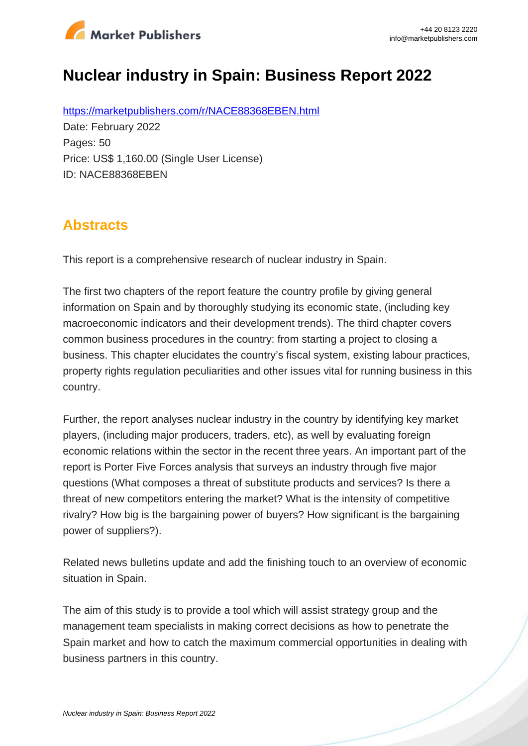# Nuclear industry in Spain: Business Report 2022

https://marketpublishers.com/r/NACE88368EBEN.html

Date: February 2022

Pages: 50

Price: US$ 1,160.00 (Single User License)

ID: NACE88368EBEN

## Abstracts

This report is a comprehensive research of nuclear industry in Spain.

The first two chapters of the report feature the country profile by giving general information on Spain and by thoroughly studying its economic state, (including key macroeconomic indicators and their development trends). The third chapter covers common business procedures in the country: from starting a project to closing a business. This chapter elucidates the country's fiscal system, existing labour practices, property rights regulation peculiarities and other issues vital for running business in this country.

Further, the report analyses nuclear industry in the country by identifying key market players, (including major producers, traders, etc), as well by evaluating foreign economic relations within the sector in the recent three years. An important part of the report is Porter Five Forces analysis that surveys an industry through five major questions (What composes a threat of substitute products and services? Is there a threat of new competitors entering the market? What is the intensity of competitive rivalry? How big is the bargaining power of buyers? How significant is the bargaining power of suppliers?).

Related news bulletins update and add the finishing touch to an overview of economic situation in Spain.

The aim of this study is to provide a tool which will assist strategy group and the management team specialists in making correct decisions as how to penetrate the Spain market and how to catch the maximum commercial opportunities in dealing with business partners in this country.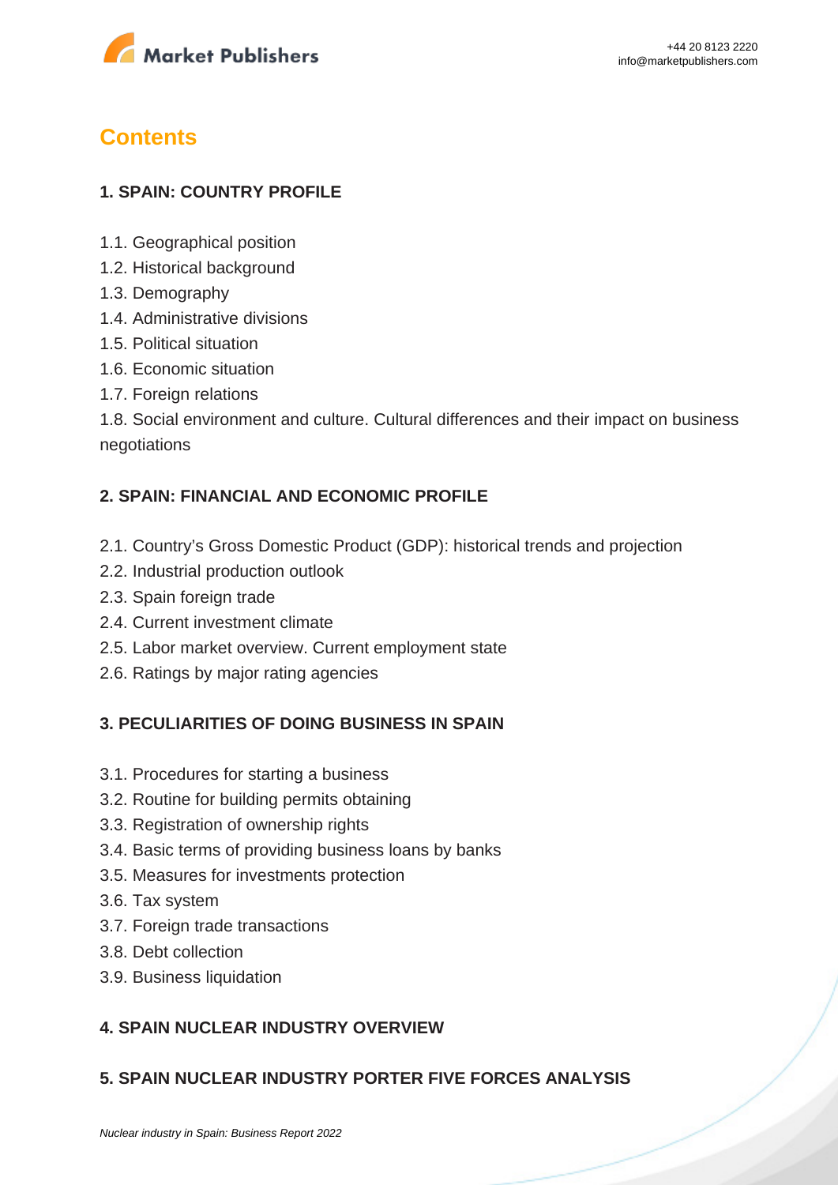# Contents

## 1. SPAIN: COUNTRY PROFILE

1.1. Geographical position
1.2. Historical background
1.3. Demography
1.4. Administrative divisions
1.5. Political situation
1.6. Economic situation
1.7. Foreign relations
1.8. Social environment and culture. Cultural differences and their impact on business negotiations

## 2. SPAIN: FINANCIAL AND ECONOMIC PROFILE

2.1. Country's Gross Domestic Product (GDP): historical trends and projection
2.2. Industrial production outlook
2.3. Spain foreign trade
2.4. Current investment climate
2.5. Labor market overview. Current employment state
2.6. Ratings by major rating agencies

## 3. PECULIARITIES OF DOING BUSINESS IN SPAIN

3.1. Procedures for starting a business
3.2. Routine for building permits obtaining
3.3. Registration of ownership rights
3.4. Basic terms of providing business loans by banks
3.5. Measures for investments protection
3.6. Tax system
3.7. Foreign trade transactions
3.8. Debt collection
3.9. Business liquidation

## 4. SPAIN NUCLEAR INDUSTRY OVERVIEW

## 5. SPAIN NUCLEAR INDUSTRY PORTER FIVE FORCES ANALYSIS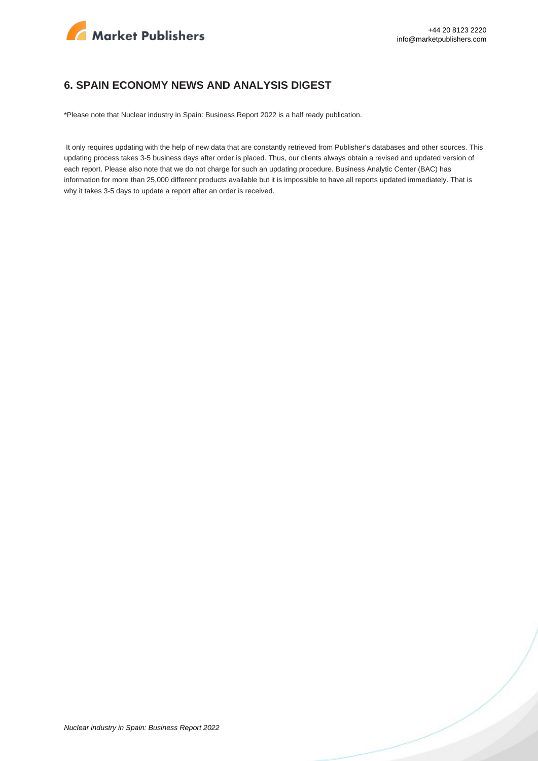## 6. SPAIN ECONOMY NEWS AND ANALYSIS DIGEST

*Please note that Nuclear industry in Spain: Business Report 2022 is a half ready publication.

It only requires updating with the help of new data that are constantly retrieved from Publisher's databases and other sources. This updating process takes 3-5 business days after order is placed. Thus, our clients always obtain a revised and updated version of each report. Please also note that we do not charge for such an updating procedure. Business Analytic Center (BAC) has information for more than 25,000 different products available but it is impossible to have all reports updated immediately. That is why it takes 3-5 days to update a report after an order is received.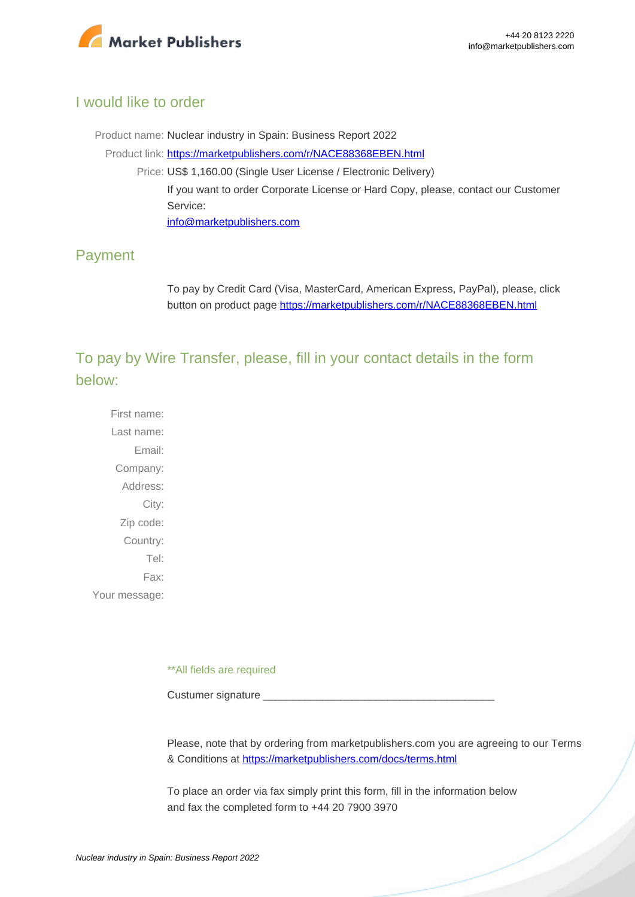## I would like to order

Product name: Nuclear industry in Spain: Business Report 2022

Product link: https://marketpublishers.com/r/NACE88368EBEN.html

Price: US$ 1,160.00 (Single User License / Electronic Delivery)

If you want to order Corporate License or Hard Copy, please, contact our Customer Service:

info@marketpublishers.com

## Payment

To pay by Credit Card (Visa, MasterCard, American Express, PayPal), please, click button on product page https://marketpublishers.com/r/NACE88368EBEN.html

## To pay by Wire Transfer, please, fill in your contact details in the form below:

First name:

Last name:

Email:

Company:

Address:

City:

Zip code:

Country:

Tel:

Fax:

Your message:

**All fields are required

Custumer signature _______________________________________

Please, note that by ordering from marketpublishers.com you are agreeing to our Terms & Conditions at https://marketpublishers.com/docs/terms.html

To place an order via fax simply print this form, fill in the information below and fax the completed form to +44 20 7900 3970